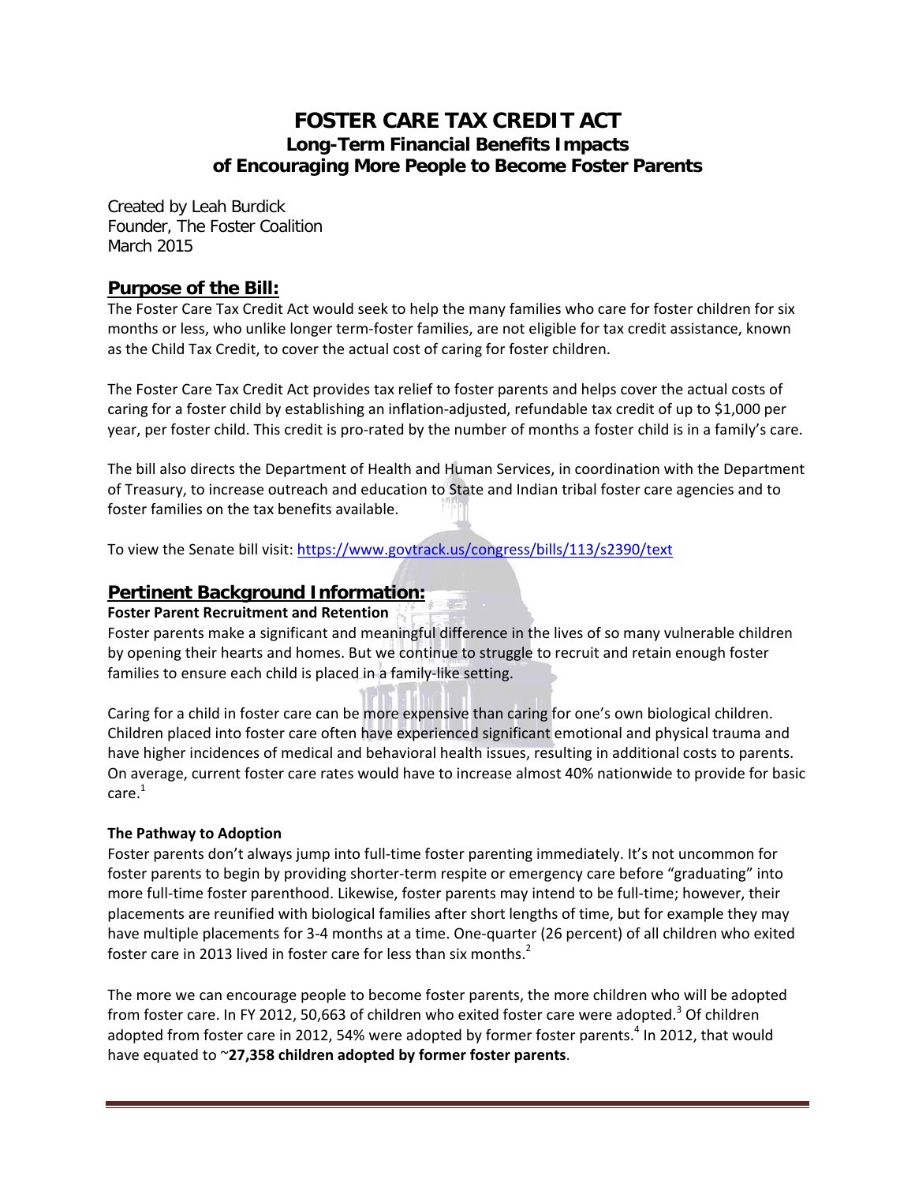# FOSTER CARE TAX CREDIT ACT

## Long-Term Financial Benefits Impacts of Encouraging More People to Become Foster Parents

Created by Leah Burdick
Founder, The Foster Coalition
March 2015

## Purpose of the Bill:

The Foster Care Tax Credit Act would seek to help the many families who care for foster children for six months or less, who unlike longer term-foster families, are not eligible for tax credit assistance, known as the Child Tax Credit, to cover the actual cost of caring for foster children.

The Foster Care Tax Credit Act provides tax relief to foster parents and helps cover the actual costs of caring for a foster child by establishing an inflation-adjusted, refundable tax credit of up to $1,000 per year, per foster child. This credit is pro-rated by the number of months a foster child is in a family's care.

The bill also directs the Department of Health and Human Services, in coordination with the Department of Treasury, to increase outreach and education to State and Indian tribal foster care agencies and to foster families on the tax benefits available.

To view the Senate bill visit: https://www.govtrack.us/congress/bills/113/s2390/text

## Pertinent Background Information:

**Foster Parent Recruitment and Retention**

Foster parents make a significant and meaningful difference in the lives of so many vulnerable children by opening their hearts and homes. But we continue to struggle to recruit and retain enough foster families to ensure each child is placed in a family-like setting.

Caring for a child in foster care can be more expensive than caring for one's own biological children. Children placed into foster care often have experienced significant emotional and physical trauma and have higher incidences of medical and behavioral health issues, resulting in additional costs to parents. On average, current foster care rates would have to increase almost 40% nationwide to provide for basic care.[1]

**The Pathway to Adoption**

Foster parents don't always jump into full-time foster parenting immediately. It's not uncommon for foster parents to begin by providing shorter-term respite or emergency care before "graduating" into more full-time foster parenthood. Likewise, foster parents may intend to be full-time; however, their placements are reunified with biological families after short lengths of time, but for example they may have multiple placements for 3-4 months at a time. One-quarter (26 percent) of all children who exited foster care in 2013 lived in foster care for less than six months.[2]

The more we can encourage people to become foster parents, the more children who will be adopted from foster care. In FY 2012, 50,663 of children who exited foster care were adopted.[3] Of children adopted from foster care in 2012, 54% were adopted by former foster parents.[4] In 2012, that would have equated to ~**27,358 children adopted by former foster parents**.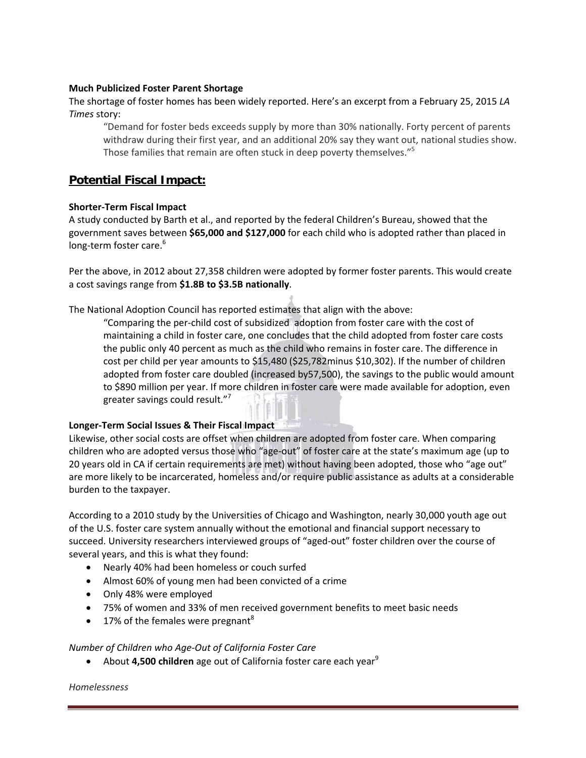**Much Publicized Foster Parent Shortage**

The shortage of foster homes has been widely reported. Here's an excerpt from a February 25, 2015 *LA Times* story:

> "Demand for foster beds exceeds supply by more than 30% nationally. Forty percent of parents withdraw during their first year, and an additional 20% say they want out, national studies show. Those families that remain are often stuck in deep poverty themselves."[5]

## Potential Fiscal Impact:

**Shorter-Term Fiscal Impact**

A study conducted by Barth et al., and reported by the federal Children's Bureau, showed that the government saves between **$65,000 and $127,000** for each child who is adopted rather than placed in long-term foster care.[6]

Per the above, in 2012 about 27,358 children were adopted by former foster parents. This would create a cost savings range from **$1.8B to $3.5B nationally**.

The National Adoption Council has reported estimates that align with the above:

> "Comparing the per-child cost of subsidized adoption from foster care with the cost of maintaining a child in foster care, one concludes that the child adopted from foster care costs the public only 40 percent as much as the child who remains in foster care. The difference in cost per child per year amounts to $15,480 ($25,782minus $10,302). If the number of children adopted from foster care doubled (increased by57,500), the savings to the public would amount to $890 million per year. If more children in foster care were made available for adoption, even greater savings could result."[7]

**Longer-Term Social Issues & Their Fiscal Impact**

Likewise, other social costs are offset when children are adopted from foster care. When comparing children who are adopted versus those who "age-out" of foster care at the state's maximum age (up to 20 years old in CA if certain requirements are met) without having been adopted, those who "age out" are more likely to be incarcerated, homeless and/or require public assistance as adults at a considerable burden to the taxpayer.

According to a 2010 study by the Universities of Chicago and Washington, nearly 30,000 youth age out of the U.S. foster care system annually without the emotional and financial support necessary to succeed. University researchers interviewed groups of "aged-out" foster children over the course of several years, and this is what they found:

- Nearly 40% had been homeless or couch surfed
- Almost 60% of young men had been convicted of a crime
- Only 48% were employed
- 75% of women and 33% of men received government benefits to meet basic needs
- 17% of the females were pregnant[8]

*Number of Children who Age-Out of California Foster Care*

- About **4,500 children** age out of California foster care each year[9]

*Homelessness*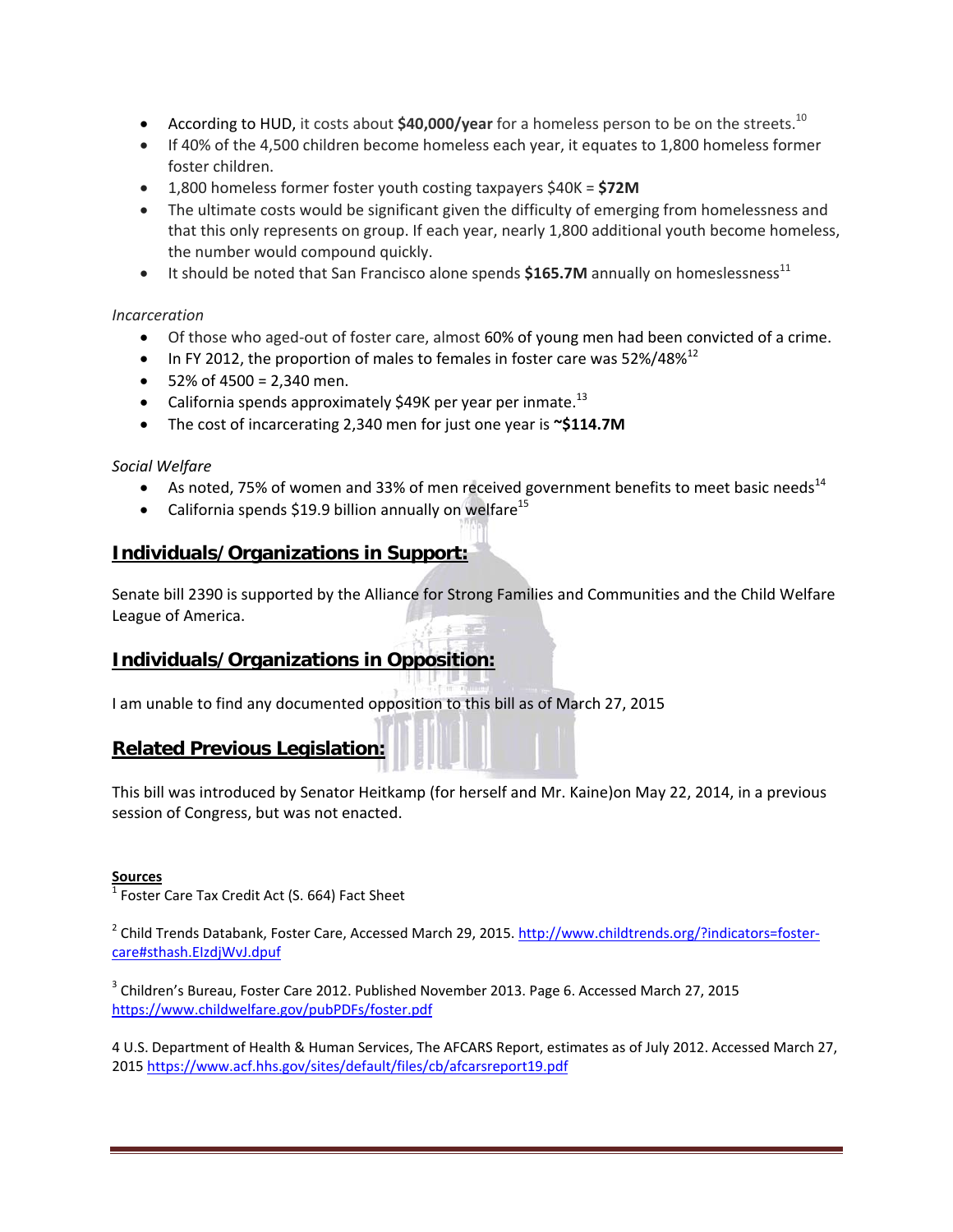- According to HUD, it costs about **$40,000/year** for a homeless person to be on the streets.[10]
- If 40% of the 4,500 children become homeless each year, it equates to 1,800 homeless former foster children.
- 1,800 homeless former foster youth costing taxpayers $40K = **$72M**
- The ultimate costs would be significant given the difficulty of emerging from homelessness and that this only represents on group. If each year, nearly 1,800 additional youth become homeless, the number would compound quickly.
- It should be noted that San Francisco alone spends **$165.7M** annually on homeslessness[11]

*Incarceration*

- Of those who aged-out of foster care, almost 60% of young men had been convicted of a crime.
- In FY 2012, the proportion of males to females in foster care was 52%/48%[12]
- 52% of 4500 = 2,340 men.
- California spends approximately $49K per year per inmate.[13]
- The cost of incarcerating 2,340 men for just one year is **~$114.7M**

*Social Welfare*

- As noted, 75% of women and 33% of men received government benefits to meet basic needs[14]
- California spends $19.9 billion annually on welfare[15]

## Individuals/Organizations in Support:

Senate bill 2390 is supported by the Alliance for Strong Families and Communities and the Child Welfare League of America.

## Individuals/Organizations in Opposition:

I am unable to find any documented opposition to this bill as of March 27, 2015

## Related Previous Legislation:

This bill was introduced by Senator Heitkamp (for herself and Mr. Kaine)on May 22, 2014, in a previous session of Congress, but was not enacted.

**Sources**

[1] Foster Care Tax Credit Act (S. 664) Fact Sheet

[2] Child Trends Databank, Foster Care, Accessed March 29, 2015. http://www.childtrends.org/?indicators=foster-care#sthash.EIzdjWvJ.dpuf

[3] Children's Bureau, Foster Care 2012. Published November 2013. Page 6. Accessed March 27, 2015 https://www.childwelfare.gov/pubPDFs/foster.pdf

4 U.S. Department of Health & Human Services, The AFCARS Report, estimates as of July 2012. Accessed March 27, 2015 https://www.acf.hhs.gov/sites/default/files/cb/afcarsreport19.pdf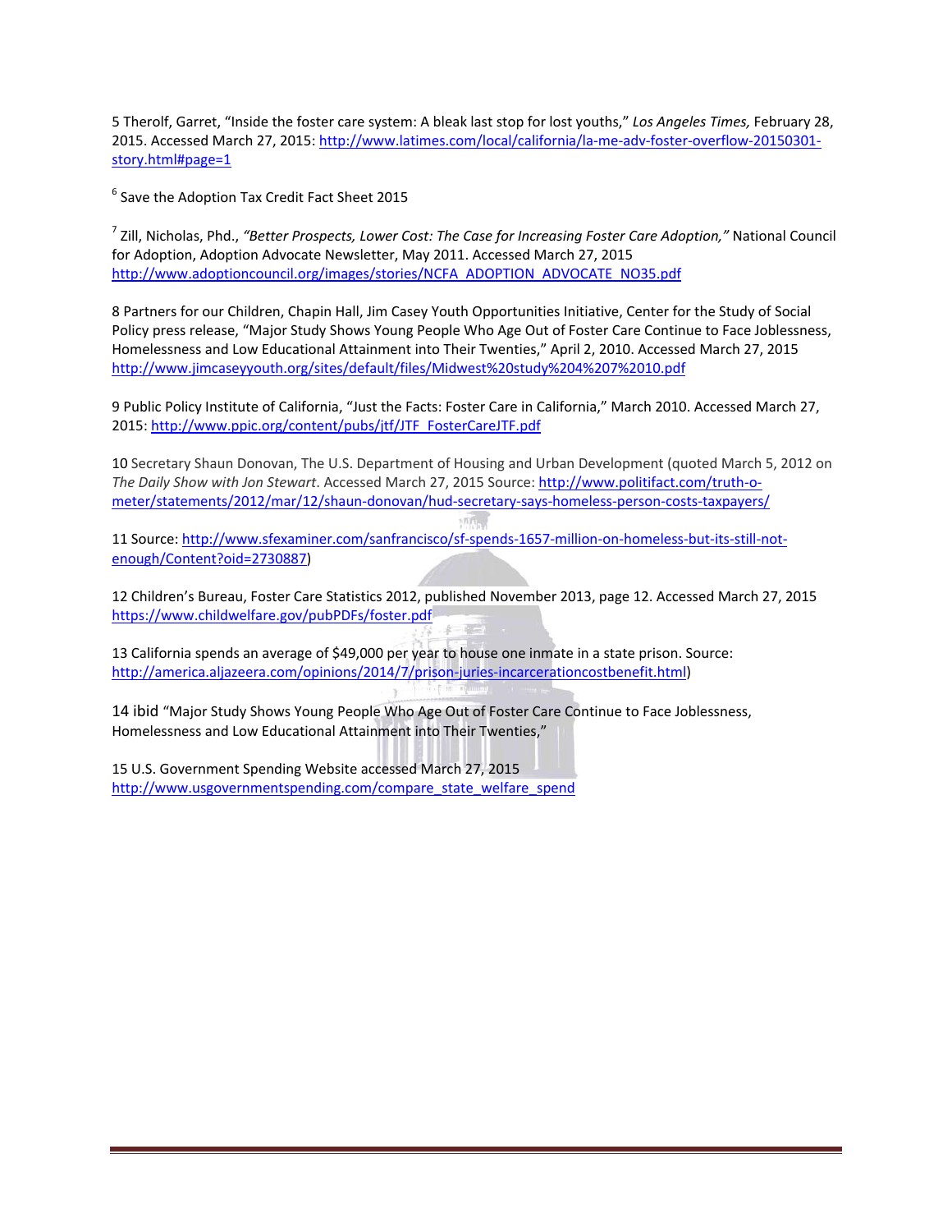5 Therolf, Garret, "Inside the foster care system: A bleak last stop for lost youths," *Los Angeles Times,* February 28, 2015. Accessed March 27, 2015: http://www.latimes.com/local/california/la-me-adv-foster-overflow-20150301-story.html#page=1

[6] Save the Adoption Tax Credit Fact Sheet 2015

[7] Zill, Nicholas, Phd., *"Better Prospects, Lower Cost: The Case for Increasing Foster Care Adoption,"* National Council for Adoption, Adoption Advocate Newsletter, May 2011. Accessed March 27, 2015 http://www.adoptioncouncil.org/images/stories/NCFA_ADOPTION_ADVOCATE_NO35.pdf

8 Partners for our Children, Chapin Hall, Jim Casey Youth Opportunities Initiative, Center for the Study of Social Policy press release, "Major Study Shows Young People Who Age Out of Foster Care Continue to Face Joblessness, Homelessness and Low Educational Attainment into Their Twenties," April 2, 2010. Accessed March 27, 2015 http://www.jimcaseyyouth.org/sites/default/files/Midwest%20study%204%207%2010.pdf

9 Public Policy Institute of California, "Just the Facts: Foster Care in California," March 2010. Accessed March 27, 2015: http://www.ppic.org/content/pubs/jtf/JTF_FosterCareJTF.pdf

10 Secretary Shaun Donovan, The U.S. Department of Housing and Urban Development (quoted March 5, 2012 on *The Daily Show with Jon Stewart*. Accessed March 27, 2015 Source: http://www.politifact.com/truth-o-meter/statements/2012/mar/12/shaun-donovan/hud-secretary-says-homeless-person-costs-taxpayers/

11 Source: http://www.sfexaminer.com/sanfrancisco/sf-spends-1657-million-on-homeless-but-its-still-not-enough/Content?oid=2730887)

12 Children's Bureau, Foster Care Statistics 2012, published November 2013, page 12. Accessed March 27, 2015 https://www.childwelfare.gov/pubPDFs/foster.pdf

13 California spends an average of $49,000 per year to house one inmate in a state prison. Source: http://america.aljazeera.com/opinions/2014/7/prison-juries-incarcerationcostbenefit.html)

14 ibid "Major Study Shows Young People Who Age Out of Foster Care Continue to Face Joblessness, Homelessness and Low Educational Attainment into Their Twenties,"

15 U.S. Government Spending Website accessed March 27, 2015 http://www.usgovernmentspending.com/compare_state_welfare_spend